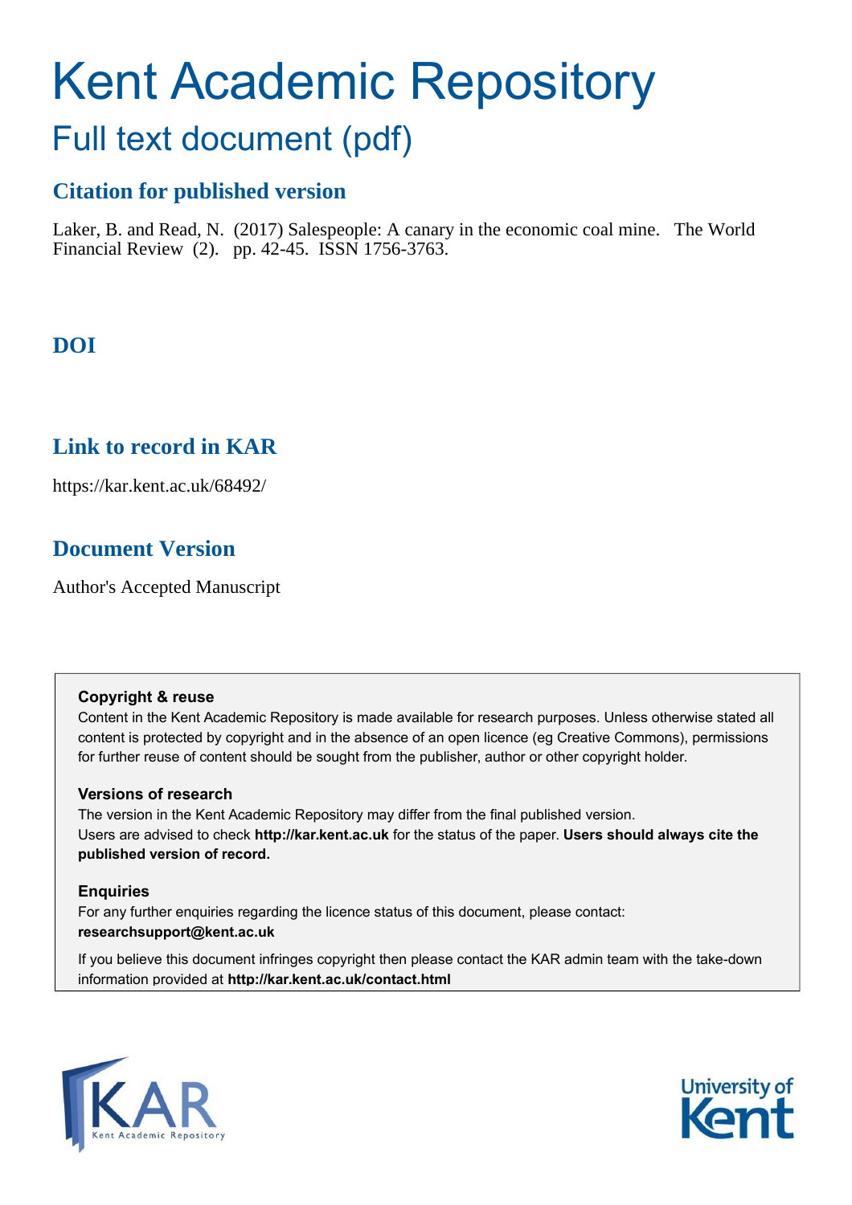# Kent Academic Repository

## Full text document (pdf)

### Citation for published version

Laker, B. and Read, N. (2017) Salespeople: A canary in the economic coal mine. The World Financial Review (2). pp. 42-45. ISSN 1756-3763.

### DOI

### Link to record in KAR

https://kar.kent.ac.uk/68492/

### Document Version

Author's Accepted Manuscript

**Copyright & reuse**

Content in the Kent Academic Repository is made available for research purposes. Unless otherwise stated all content is protected by copyright and in the absence of an open licence (eg Creative Commons), permissions for further reuse of content should be sought from the publisher, author or other copyright holder.

**Versions of research**

The version in the Kent Academic Repository may differ from the final published version. Users are advised to check **http://kar.kent.ac.uk** for the status of the paper. **Users should always cite the published version of record.**

**Enquiries**

For any further enquiries regarding the licence status of this document, please contact: **researchsupport@kent.ac.uk**

If you believe this document infringes copyright then please contact the KAR admin team with the take-down information provided at **http://kar.kent.ac.uk/contact.html**

KAR Kent Academic Repository

University of Kent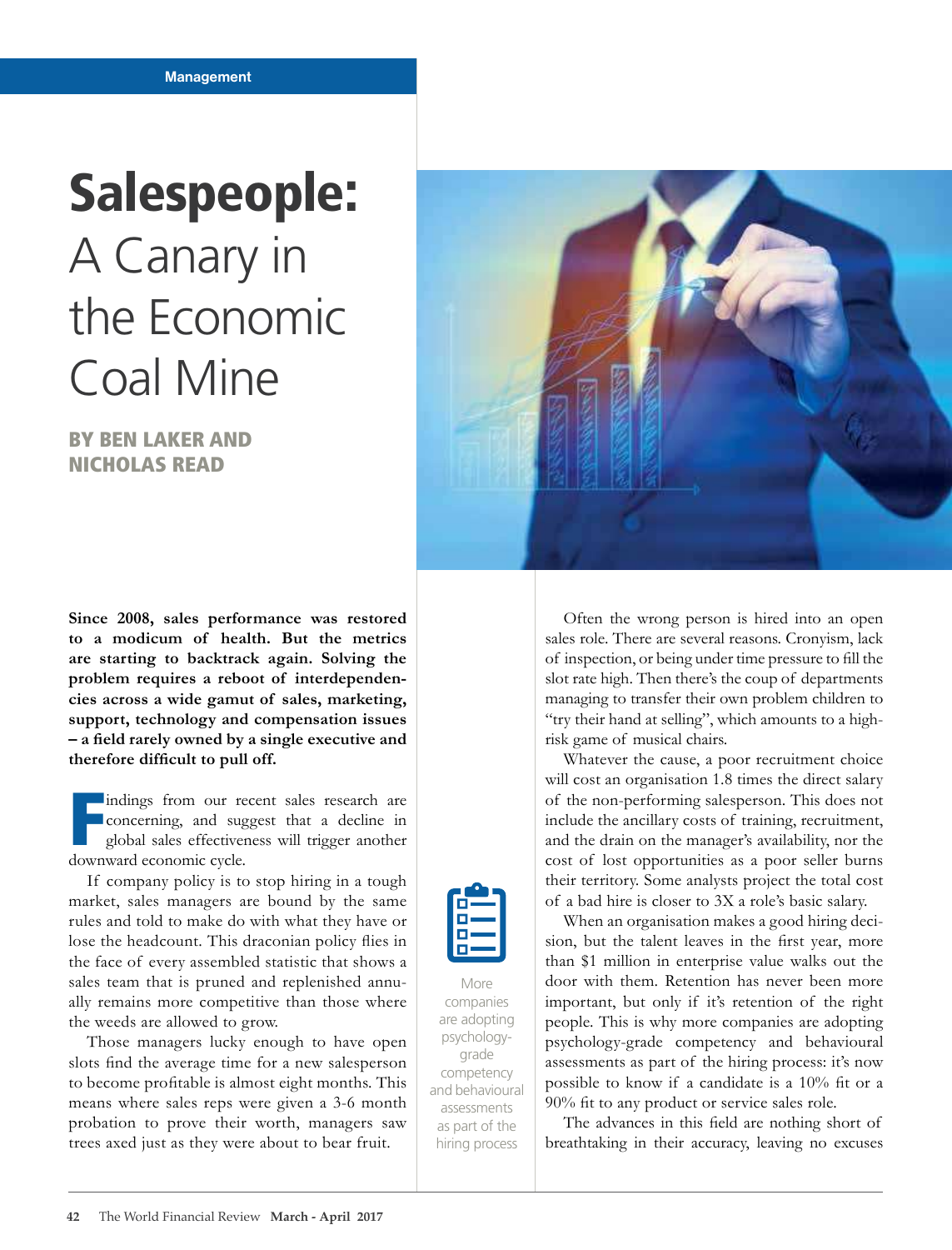# Salespeople: A Canary in the Economic Coal Mine

**BY BEN LAKER AND NICHOLAS READ**

**Since 2008, sales performance was restored to a modicum of health. But the metrics are starting to backtrack again. Solving the problem requires a reboot of interdependencies across a wide gamut of sales, marketing, support, technology and compensation issues – a field rarely owned by a single executive and therefore difficult to pull off.**

Findings from our recent sales research are concerning, and suggest that a decline in global sales effectiveness will trigger another downward economic cycle.

If company policy is to stop hiring in a tough market, sales managers are bound by the same rules and told to make do with what they have or lose the headcount. This draconian policy flies in the face of every assembled statistic that shows a sales team that is pruned and replenished annually remains more competitive than those where the weeds are allowed to grow.

Those managers lucky enough to have open slots find the average time for a new salesperson to become profitable is almost eight months. This means where sales reps were given a 3-6 month probation to prove their worth, managers saw trees axed just as they were about to bear fruit.

Often the wrong person is hired into an open sales role. There are several reasons. Cronyism, lack of inspection, or being under time pressure to fill the slot rate high. Then there's the coup of departments managing to transfer their own problem children to "try their hand at selling", which amounts to a high-risk game of musical chairs.

Whatever the cause, a poor recruitment choice will cost an organisation 1.8 times the direct salary of the non-performing salesperson. This does not include the ancillary costs of training, recruitment, and the drain on the manager's availability, nor the cost of lost opportunities as a poor seller burns their territory. Some analysts project the total cost of a bad hire is closer to 3X a role's basic salary.

When an organisation makes a good hiring decision, but the talent leaves in the first year, more than $1 million in enterprise value walks out the door with them. Retention has never been more important, but only if it's retention of the right people. This is why more companies are adopting psychology-grade competency and behavioural assessments as part of the hiring process: it's now possible to know if a candidate is a 10% fit or a 90% fit to any product or service sales role.

> More companies are adopting psychology-grade competency and behavioural assessments as part of the hiring process

The advances in this field are nothing short of breathtaking in their accuracy, leaving no excuses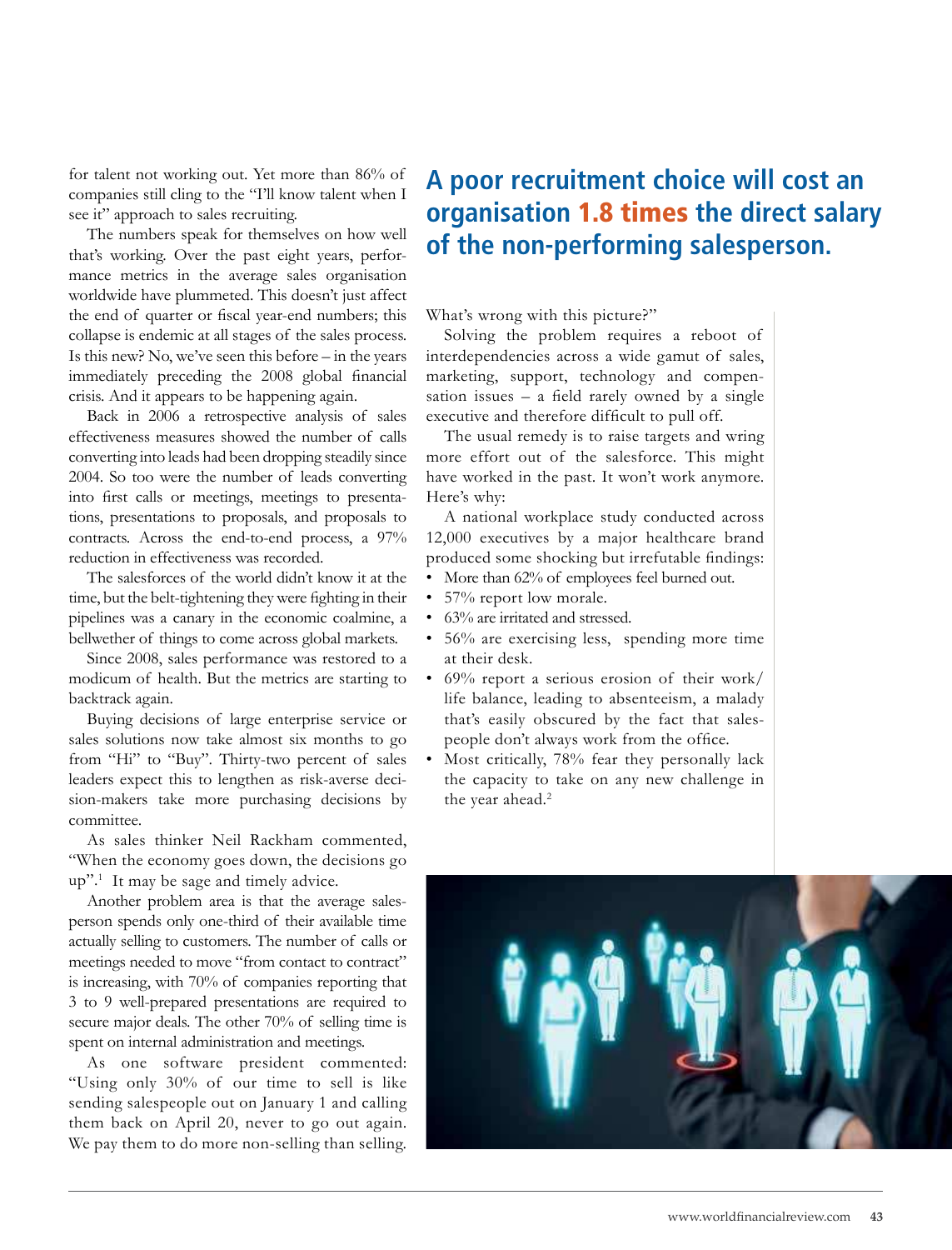for talent not working out. Yet more than 86% of companies still cling to the "I'll know talent when I see it" approach to sales recruiting.

The numbers speak for themselves on how well that's working. Over the past eight years, performance metrics in the average sales organisation worldwide have plummeted. This doesn't just affect the end of quarter or fiscal year-end numbers; this collapse is endemic at all stages of the sales process. Is this new? No, we've seen this before – in the years immediately preceding the 2008 global financial crisis. And it appears to be happening again.

Back in 2006 a retrospective analysis of sales effectiveness measures showed the number of calls converting into leads had been dropping steadily since 2004. So too were the number of leads converting into first calls or meetings, meetings to presentations, presentations to proposals, and proposals to contracts. Across the end-to-end process, a 97% reduction in effectiveness was recorded.

The salesforces of the world didn't know it at the time, but the belt-tightening they were fighting in their pipelines was a canary in the economic coalmine, a bellwether of things to come across global markets.

Since 2008, sales performance was restored to a modicum of health. But the metrics are starting to backtrack again.

Buying decisions of large enterprise service or sales solutions now take almost six months to go from "Hi" to "Buy". Thirty-two percent of sales leaders expect this to lengthen as risk-averse decision-makers take more purchasing decisions by committee.

As sales thinker Neil Rackham commented, "When the economy goes down, the decisions go up".[1] It may be sage and timely advice.

Another problem area is that the average salesperson spends only one-third of their available time actually selling to customers. The number of calls or meetings needed to move "from contact to contract" is increasing, with 70% of companies reporting that 3 to 9 well-prepared presentations are required to secure major deals. The other 70% of selling time is spent on internal administration and meetings.

As one software president commented: "Using only 30% of our time to sell is like sending salespeople out on January 1 and calling them back on April 20, never to go out again. We pay them to do more non-selling than selling. What's wrong with this picture?"

## A poor recruitment choice will cost an organisation 1.8 times the direct salary of the non-performing salesperson.

Solving the problem requires a reboot of interdependencies across a wide gamut of sales, marketing, support, technology and compensation issues – a field rarely owned by a single executive and therefore difficult to pull off.

The usual remedy is to raise targets and wring more effort out of the salesforce. This might have worked in the past. It won't work anymore. Here's why:

A national workplace study conducted across 12,000 executives by a major healthcare brand produced some shocking but irrefutable findings:

- More than 62% of employees feel burned out.
- 57% report low morale.
- 63% are irritated and stressed.
- 56% are exercising less, spending more time at their desk.
- 69% report a serious erosion of their work/life balance, leading to absenteeism, a malady that's easily obscured by the fact that salespeople don't always work from the office.
- Most critically, 78% fear they personally lack the capacity to take on any new challenge in the year ahead.[2]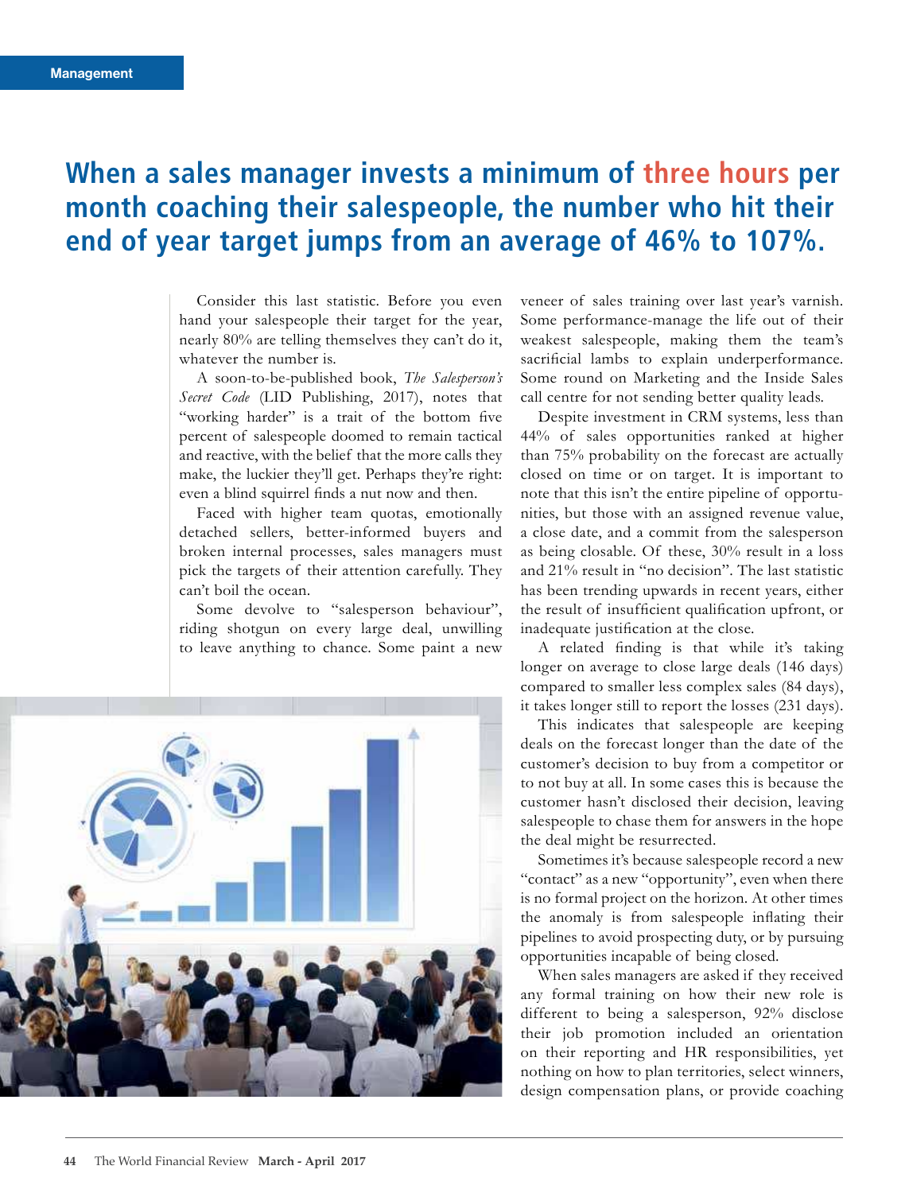## When a sales manager invests a minimum of three hours per month coaching their salespeople, the number who hit their end of year target jumps from an average of 46% to 107%.

Consider this last statistic. Before you even hand your salespeople their target for the year, nearly 80% are telling themselves they can't do it, whatever the number is.

A soon-to-be-published book, *The Salesperson's Secret Code* (LID Publishing, 2017), notes that "working harder" is a trait of the bottom five percent of salespeople doomed to remain tactical and reactive, with the belief that the more calls they make, the luckier they'll get. Perhaps they're right: even a blind squirrel finds a nut now and then.

Faced with higher team quotas, emotionally detached sellers, better-informed buyers and broken internal processes, sales managers must pick the targets of their attention carefully. They can't boil the ocean.

Some devolve to "salesperson behaviour", riding shotgun on every large deal, unwilling to leave anything to chance. Some paint a new veneer of sales training over last year's varnish. Some performance-manage the life out of their weakest salespeople, making them the team's sacrificial lambs to explain underperformance. Some round on Marketing and the Inside Sales call centre for not sending better quality leads.

Despite investment in CRM systems, less than 44% of sales opportunities ranked at higher than 75% probability on the forecast are actually closed on time or on target. It is important to note that this isn't the entire pipeline of opportunities, but those with an assigned revenue value, a close date, and a commit from the salesperson as being closable. Of these, 30% result in a loss and 21% result in "no decision". The last statistic has been trending upwards in recent years, either the result of insufficient qualification upfront, or inadequate justification at the close.

A related finding is that while it's taking longer on average to close large deals (146 days) compared to smaller less complex sales (84 days), it takes longer still to report the losses (231 days).

This indicates that salespeople are keeping deals on the forecast longer than the date of the customer's decision to buy from a competitor or to not buy at all. In some cases this is because the customer hasn't disclosed their decision, leaving salespeople to chase them for answers in the hope the deal might be resurrected.

Sometimes it's because salespeople record a new "contact" as a new "opportunity", even when there is no formal project on the horizon. At other times the anomaly is from salespeople inflating their pipelines to avoid prospecting duty, or by pursuing opportunities incapable of being closed.

When sales managers are asked if they received any formal training on how their new role is different to being a salesperson, 92% disclose their job promotion included an orientation on their reporting and HR responsibilities, yet nothing on how to plan territories, select winners, design compensation plans, or provide coaching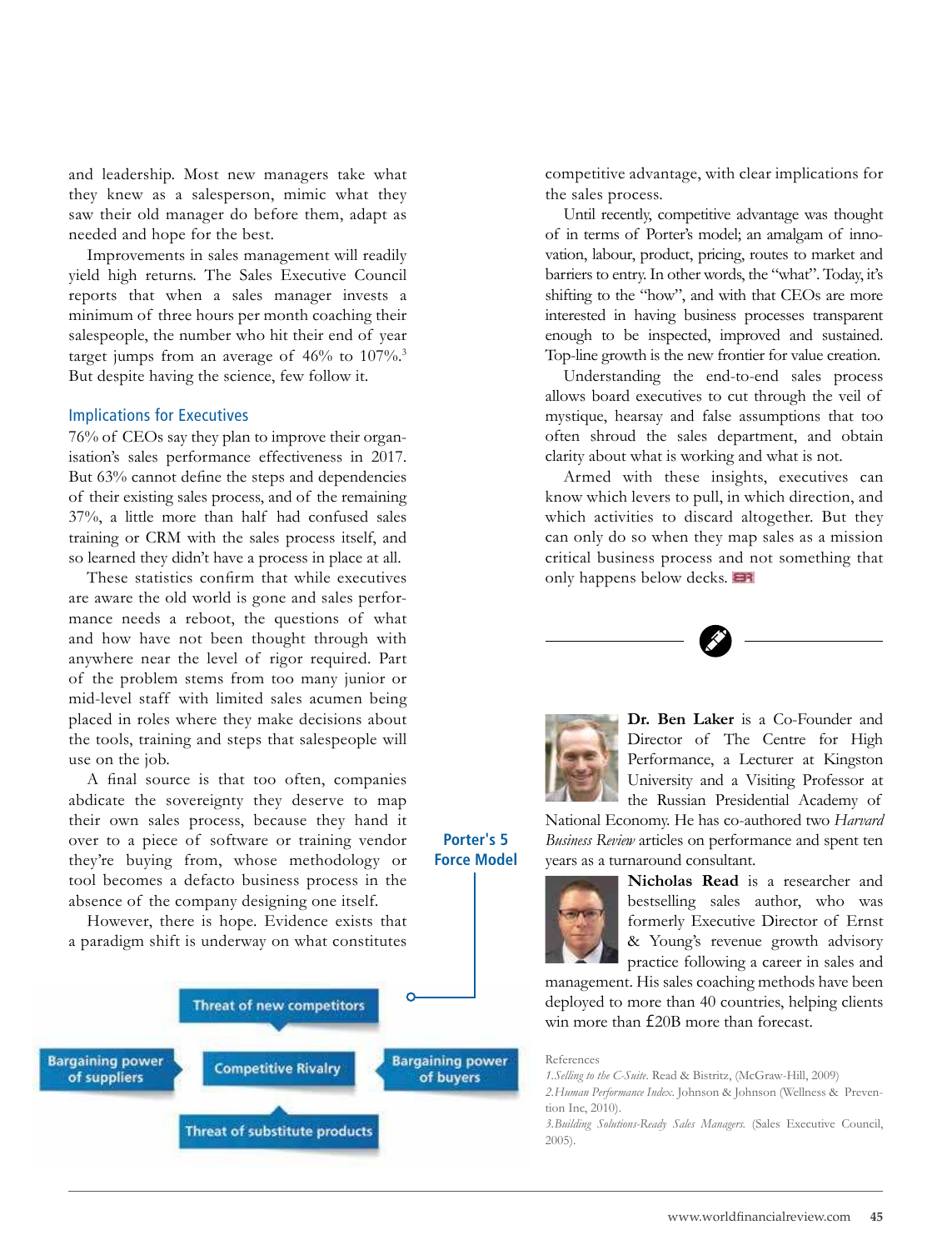and leadership. Most new managers take what they knew as a salesperson, mimic what they saw their old manager do before them, adapt as needed and hope for the best.

Improvements in sales management will readily yield high returns. The Sales Executive Council reports that when a sales manager invests a minimum of three hours per month coaching their salespeople, the number who hit their end of year target jumps from an average of 46% to 107%.[3] But despite having the science, few follow it.

## Implications for Executives

76% of CEOs say they plan to improve their organisation's sales performance effectiveness in 2017. But 63% cannot define the steps and dependencies of their existing sales process, and of the remaining 37%, a little more than half had confused sales training or CRM with the sales process itself, and so learned they didn't have a process in place at all.

These statistics confirm that while executives are aware the old world is gone and sales performance needs a reboot, the questions of what and how have not been thought through with anywhere near the level of rigor required. Part of the problem stems from too many junior or mid-level staff with limited sales acumen being placed in roles where they make decisions about the tools, training and steps that salespeople will use on the job.

A final source is that too often, companies abdicate the sovereignty they deserve to map their own sales process, because they hand it over to a piece of software or training vendor they're buying from, whose methodology or tool becomes a defacto business process in the absence of the company designing one itself.

However, there is hope. Evidence exists that a paradigm shift is underway on what constitutes competitive advantage, with clear implications for the sales process.

Until recently, competitive advantage was thought of in terms of Porter's model; an amalgam of innovation, labour, product, pricing, routes to market and barriers to entry. In other words, the "what". Today, it's shifting to the "how", and with that CEOs are more interested in having business processes transparent enough to be inspected, improved and sustained. Top-line growth is the new frontier for value creation.

Understanding the end-to-end sales process allows board executives to cut through the veil of mystique, hearsay and false assumptions that too often shroud the sales department, and obtain clarity about what is working and what is not.

Armed with these insights, executives can know which levers to pull, in which direction, and which activities to discard altogether. But they can only do so when they map sales as a mission critical business process and not something that only happens below decks.

Porter's 5 Force Model

Threat of new competitors

Bargaining power of suppliers

Competitive Rivalry

Bargaining power of buyers

Threat of substitute products

**Dr. Ben Laker** is a Co-Founder and Director of The Centre for High Performance, a Lecturer at Kingston University and a Visiting Professor at the Russian Presidential Academy of National Economy. He has co-authored two *Harvard Business Review* articles on performance and spent ten years as a turnaround consultant.

**Nicholas Read** is a researcher and bestselling sales author, who was formerly Executive Director of Ernst & Young's revenue growth advisory practice following a career in sales and management. His sales coaching methods have been deployed to more than 40 countries, helping clients win more than £20B more than forecast.

References

1. *Selling to the C-Suite*. Read & Bistritz, (McGraw-Hill, 2009)
2. *Human Performance Index*. Johnson & Johnson (Wellness & Prevention Inc, 2010).
3. *Building Solutions-Ready Sales Managers*. (Sales Executive Council, 2005).